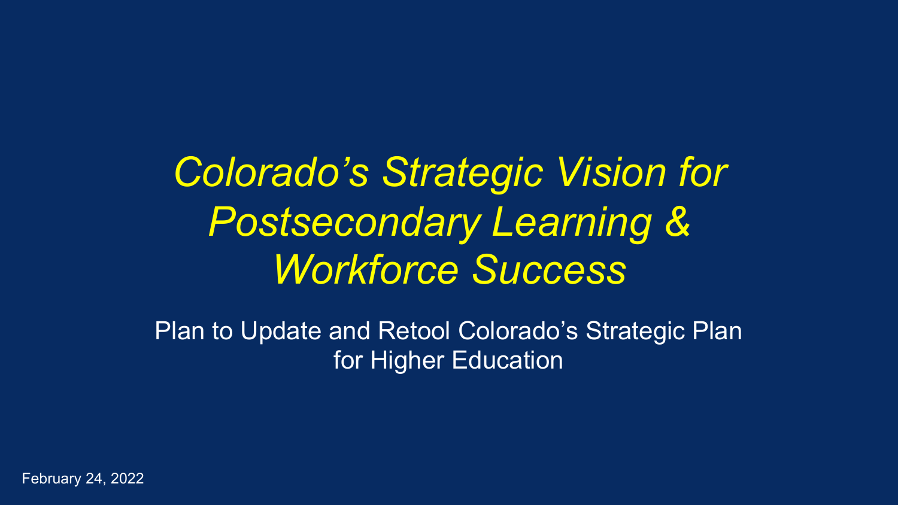# *Colorado's Strategic Vision for Postsecondary Learning & Workforce Success*

Plan to Update and Retool Colorado's Strategic Plan for Higher Education

February 24, 2022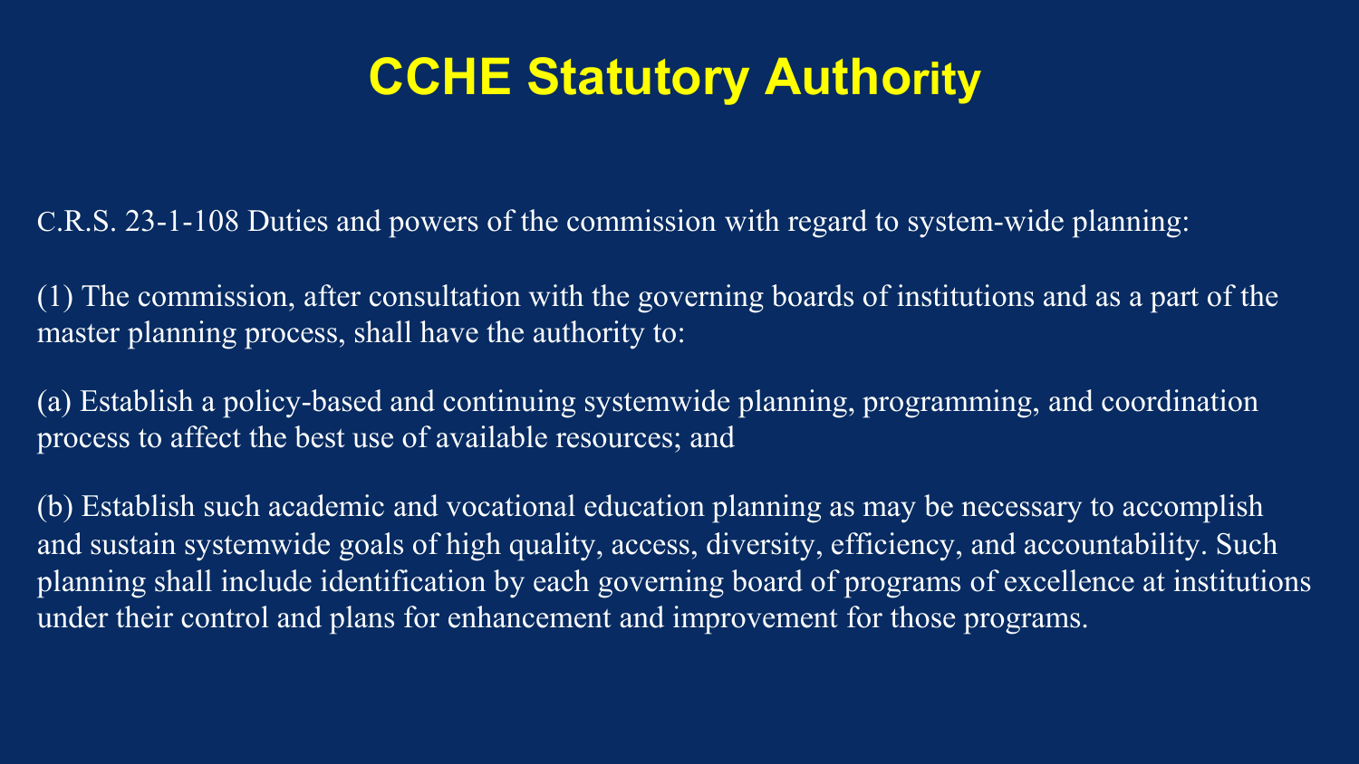# CCHE Statutory Authority

C.R.S. 23-1-108 Duties and powers of the commission with regard to system-wide planning:

(1) The commission, after consultation with the governing boards of institutions and as a part of the master planning process, shall have the authority to:

(a) Establish a policy-based and continuing systemwide planning, programming, and coordination process to affect the best use of available resources; and

(b) Establish such academic and vocational education planning as may be necessary to accomplish and sustain systemwide goals of high quality, access, diversity, efficiency, and accountability. Such planning shall include identification by each governing board of programs of excellence at institutions under their control and plans for enhancement and improvement for those programs.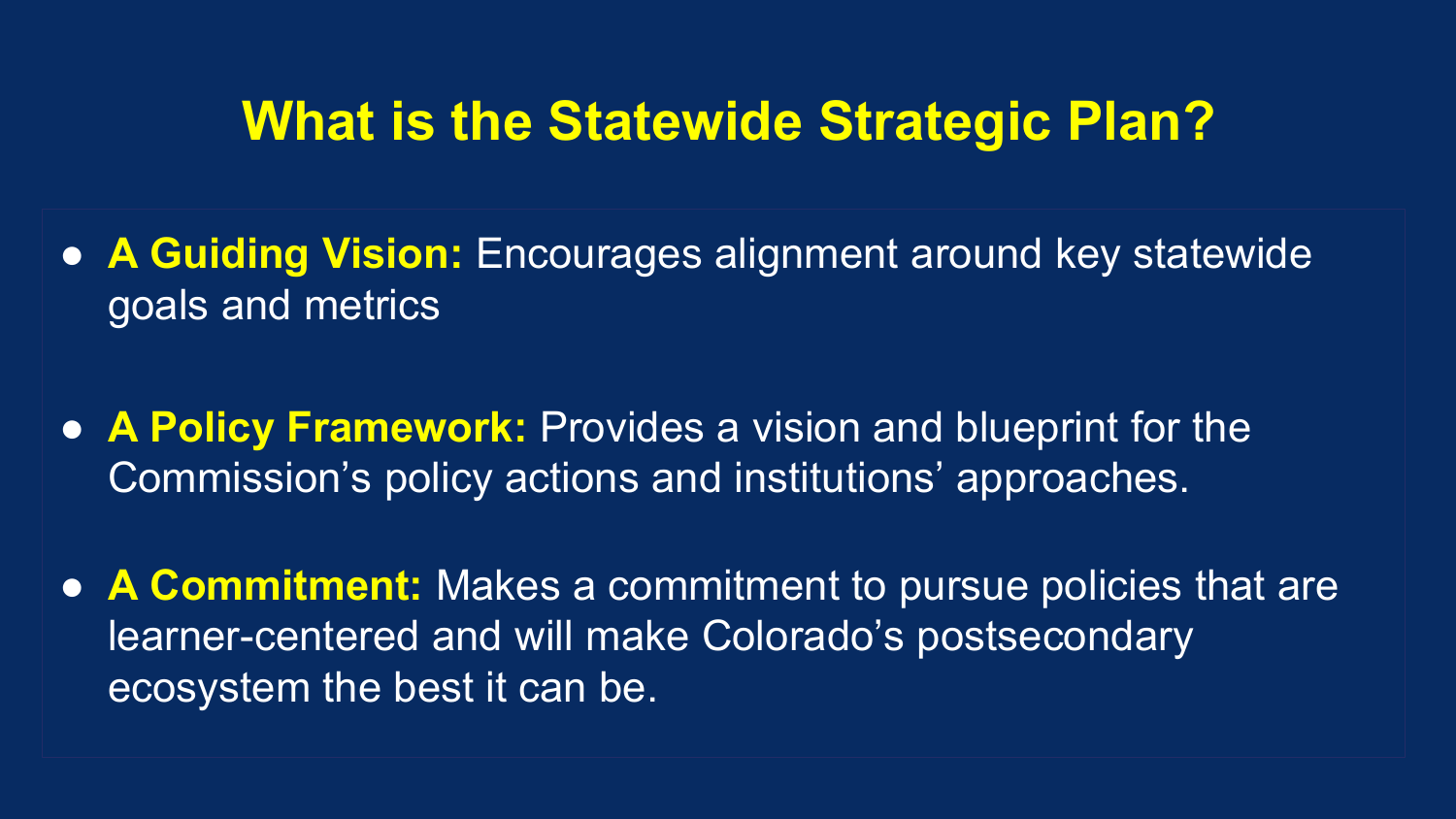# What is the Statewide Strategic Plan?

- **A Guiding Vision:** Encourages alignment around key statewide goals and metrics
- **A Policy Framework:** Provides a vision and blueprint for the Commission's policy actions and institutions' approaches.
- **A Commitment:** Makes a commitment to pursue policies that are learner-centered and will make Colorado's postsecondary ecosystem the best it can be.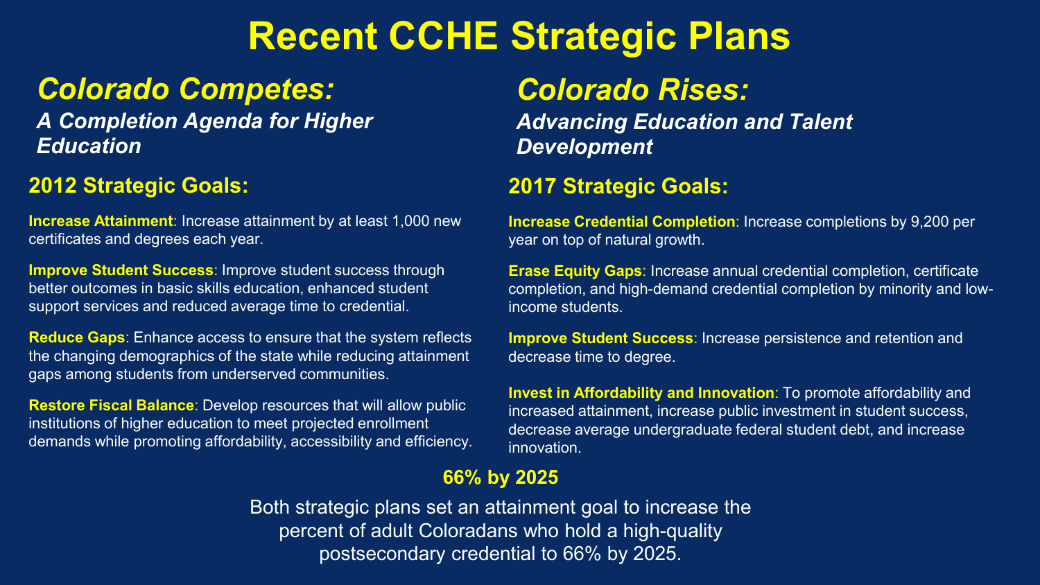# Recent CCHE Strategic Plans

## *Colorado Competes:*

### *A Completion Agenda for Higher Education*

### 2012 Strategic Goals:

**Increase Attainment**: Increase attainment by at least 1,000 new certificates and degrees each year.

**Improve Student Success**: Improve student success through better outcomes in basic skills education, enhanced student support services and reduced average time to credential.

**Reduce Gaps**: Enhance access to ensure that the system reflects the changing demographics of the state while reducing attainment gaps among students from underserved communities.

**Restore Fiscal Balance**: Develop resources that will allow public institutions of higher education to meet projected enrollment demands while promoting affordability, accessibility and efficiency.

## *Colorado Rises:*

### *Advancing Education and Talent Development*

### 2017 Strategic Goals:

**Increase Credential Completion**: Increase completions by 9,200 per year on top of natural growth.

**Erase Equity Gaps**: Increase annual credential completion, certificate completion, and high-demand credential completion by minority and low-income students.

**Improve Student Success**: Increase persistence and retention and decrease time to degree.

**Invest in Affordability and Innovation**: To promote affordability and increased attainment, increase public investment in student success, decrease average undergraduate federal student debt, and increase innovation.

### 66% by 2025

Both strategic plans set an attainment goal to increase the percent of adult Coloradans who hold a high-quality postsecondary credential to 66% by 2025.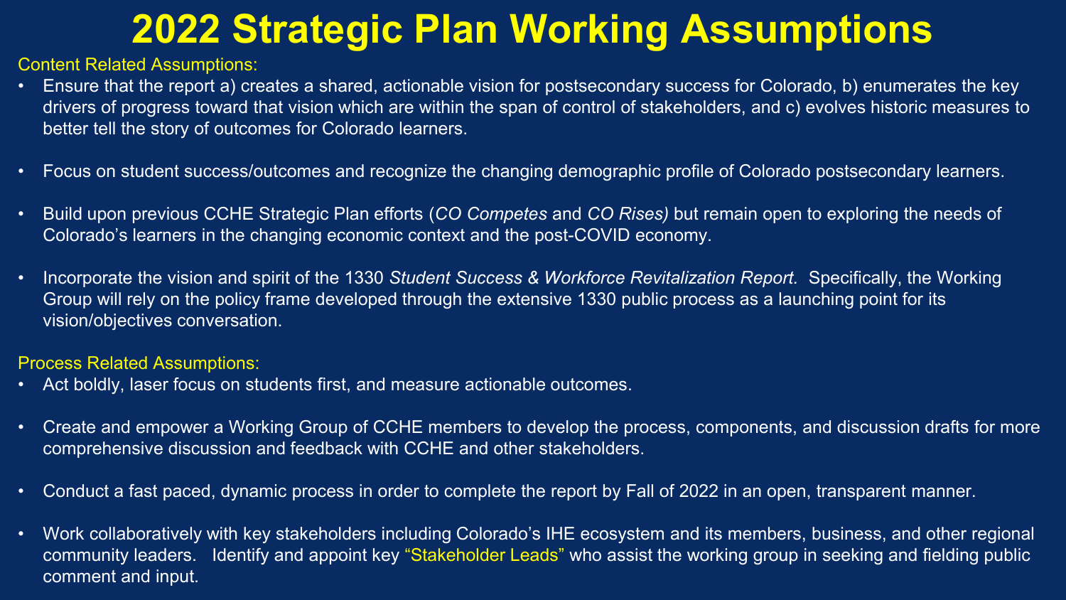# 2022 Strategic Plan Working Assumptions

## Content Related Assumptions:

- Ensure that the report a) creates a shared, actionable vision for postsecondary success for Colorado, b) enumerates the key drivers of progress toward that vision which are within the span of control of stakeholders, and c) evolves historic measures to better tell the story of outcomes for Colorado learners.
- Focus on student success/outcomes and recognize the changing demographic profile of Colorado postsecondary learners.
- Build upon previous CCHE Strategic Plan efforts (*CO Competes* and *CO Rises)* but remain open to exploring the needs of Colorado's learners in the changing economic context and the post-COVID economy.
- Incorporate the vision and spirit of the 1330 *Student Success & Workforce Revitalization Report.* Specifically, the Working Group will rely on the policy frame developed through the extensive 1330 public process as a launching point for its vision/objectives conversation.

## Process Related Assumptions:

- Act boldly, laser focus on students first, and measure actionable outcomes.
- Create and empower a Working Group of CCHE members to develop the process, components, and discussion drafts for more comprehensive discussion and feedback with CCHE and other stakeholders.
- Conduct a fast paced, dynamic process in order to complete the report by Fall of 2022 in an open, transparent manner.
- Work collaboratively with key stakeholders including Colorado's IHE ecosystem and its members, business, and other regional community leaders. Identify and appoint key "Stakeholder Leads" who assist the working group in seeking and fielding public comment and input.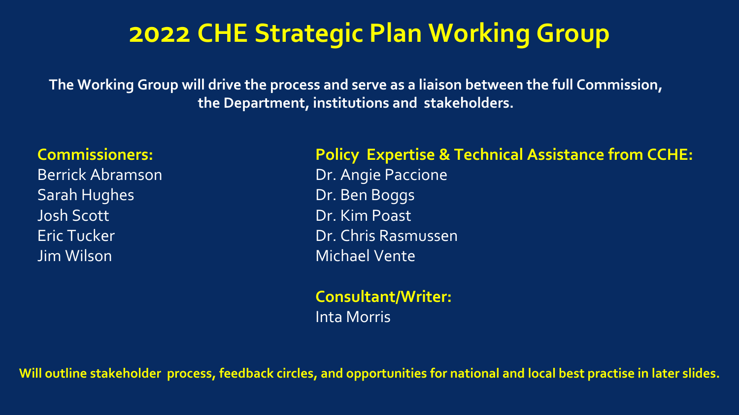# 2022 CHE Strategic Plan Working Group

**The Working Group will drive the process and serve as a liaison between the full Commission, the Department, institutions and stakeholders.**

**Commissioners:**
Berrick Abramson
Sarah Hughes
Josh Scott
Eric Tucker
Jim Wilson

**Policy Expertise & Technical Assistance from CCHE:**
Dr. Angie Paccione
Dr. Ben Boggs
Dr. Kim Poast
Dr. Chris Rasmussen
Michael Vente

**Consultant/Writer:**
Inta Morris

**Will outline stakeholder process, feedback circles, and opportunities for national and local best practise in later slides.**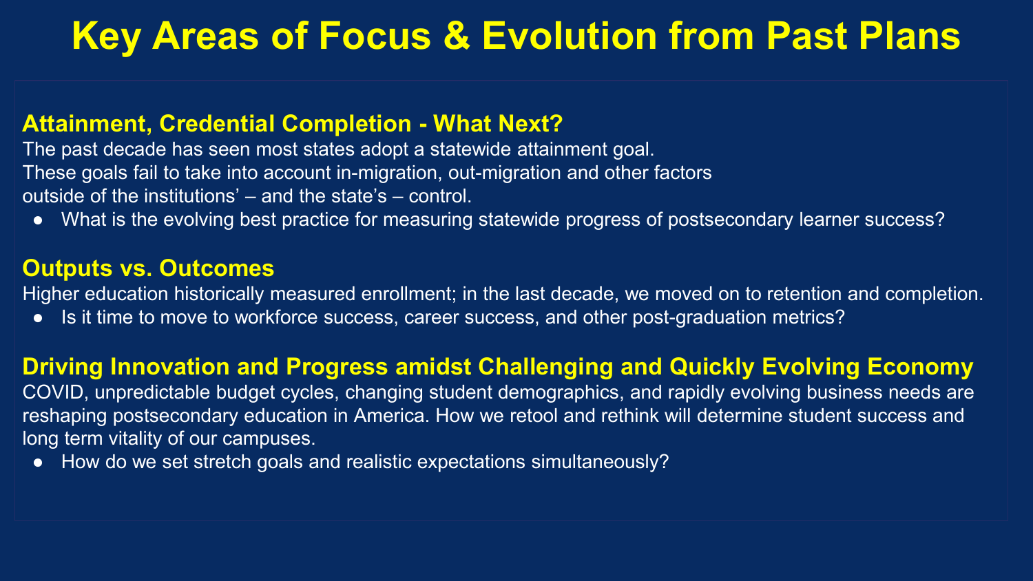# Key Areas of Focus & Evolution from Past Plans

## Attainment, Credential Completion - What Next?

The past decade has seen most states adopt a statewide attainment goal. These goals fail to take into account in-migration, out-migration and other factors outside of the institutions' – and the state's – control.

- What is the evolving best practice for measuring statewide progress of postsecondary learner success?

## Outputs vs. Outcomes

Higher education historically measured enrollment; in the last decade, we moved on to retention and completion.

- Is it time to move to workforce success, career success, and other post-graduation metrics?

## Driving Innovation and Progress amidst Challenging and Quickly Evolving Economy

COVID, unpredictable budget cycles, changing student demographics, and rapidly evolving business needs are reshaping postsecondary education in America. How we retool and rethink will determine student success and long term vitality of our campuses.

- How do we set stretch goals and realistic expectations simultaneously?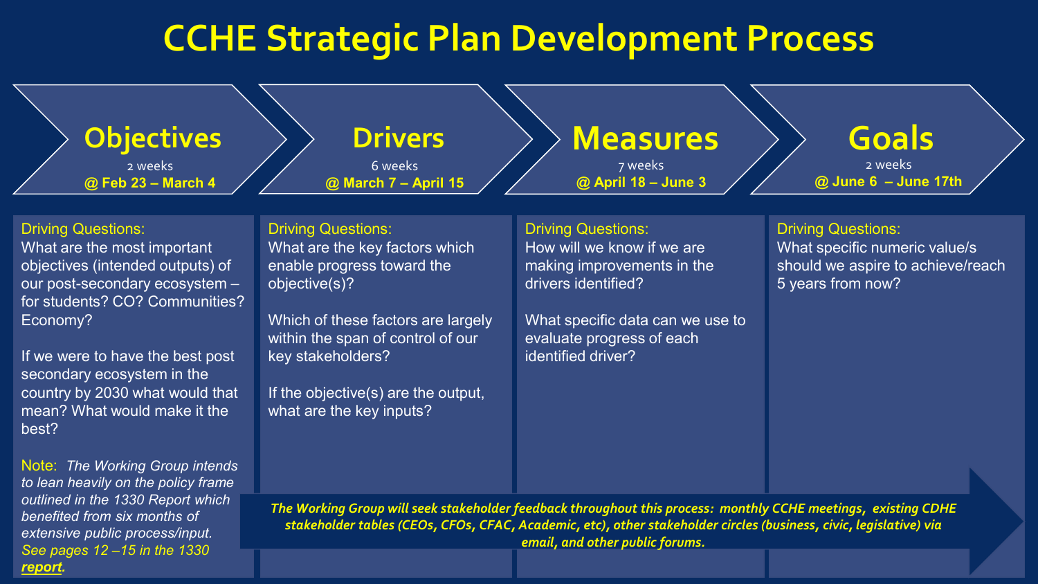# CCHE Strategic Plan Development Process

## Objectives

2 weeks

**@ Feb 23 – March 4**

Driving Questions:

What are the most important objectives (intended outputs) of our post-secondary ecosystem – for students? CO? Communities? Economy?

If we were to have the best post secondary ecosystem in the country by 2030 what would that mean? What would make it the best?

Note: *The Working Group intends to lean heavily on the policy frame outlined in the 1330 Report which benefited from six months of extensive public process/input. See pages 12 –15 in the 1330* ***report****.*

## Drivers

6 weeks

**@ March 7 – April 15**

Driving Questions:

What are the key factors which enable progress toward the objective(s)?

Which of these factors are largely within the span of control of our key stakeholders?

If the objective(s) are the output, what are the key inputs?

## Measures

7 weeks

**@ April 18 – June 3**

Driving Questions:

How will we know if we are making improvements in the drivers identified?

What specific data can we use to evaluate progress of each identified driver?

## Goals

2 weeks

**@ June 6 – June 17th**

Driving Questions:

What specific numeric value/s should we aspire to achieve/reach 5 years from now?

***The Working Group will seek stakeholder feedback throughout this process: monthly CCHE meetings, existing CDHE stakeholder tables (CEOs, CFOs, CFAC, Academic, etc), other stakeholder circles (business, civic, legislative) via email, and other public forums.***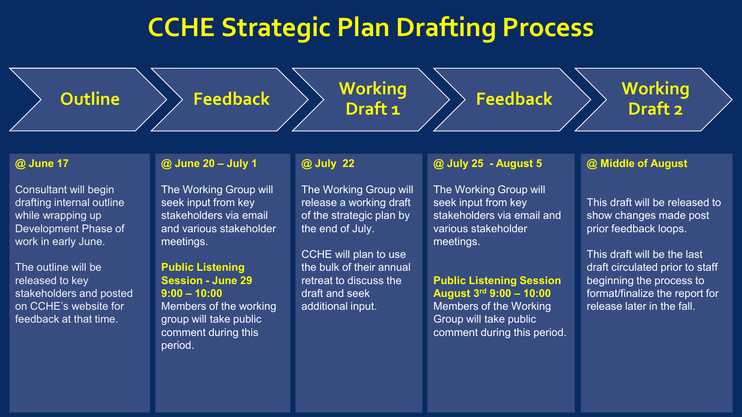# CCHE Strategic Plan Drafting Process

## Outline

**@ June 17**

Consultant will begin drafting internal outline while wrapping up Development Phase of work in early June.

The outline will be released to key stakeholders and posted on CCHE's website for feedback at that time.

## Feedback

**@ June 20 – July 1**

The Working Group will seek input from key stakeholders via email and various stakeholder meetings.

**Public Listening Session - June 29 9:00 – 10:00**
Members of the working group will take public comment during this period.

## Working Draft 1

**@ July 22**

The Working Group will release a working draft of the strategic plan by the end of July.

CCHE will plan to use the bulk of their annual retreat to discuss the draft and seek additional input.

## Feedback

**@ July 25 - August 5**

The Working Group will seek input from key stakeholders via email and various stakeholder meetings.

**Public Listening Session August 3rd 9:00 – 10:00**
Members of the Working Group will take public comment during this period.

## Working Draft 2

**@ Middle of August**

This draft will be released to show changes made post prior feedback loops.

This draft will be the last draft circulated prior to staff beginning the process to format/finalize the report for release later in the fall.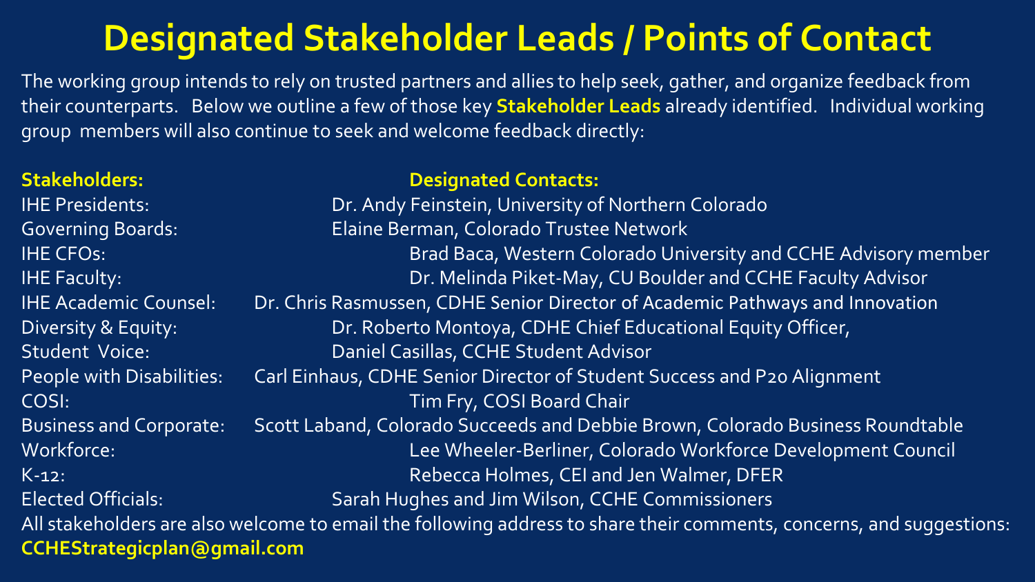# Designated Stakeholder Leads / Points of Contact

The working group intends to rely on trusted partners and allies to help seek, gather, and organize feedback from their counterparts. Below we outline a few of those key **Stakeholder Leads** already identified. Individual working group members will also continue to seek and welcome feedback directly:

| **Stakeholders:** | **Designated Contacts:** |
|---|---|
| IHE Presidents: | Dr. Andy Feinstein, University of Northern Colorado |
| Governing Boards: | Elaine Berman, Colorado Trustee Network |
| IHE CFOs: | Brad Baca, Western Colorado University and CCHE Advisory member |
| IHE Faculty: | Dr. Melinda Piket-May, CU Boulder and CCHE Faculty Advisor |
| IHE Academic Counsel: | Dr. Chris Rasmussen, CDHE Senior Director of Academic Pathways and Innovation |
| Diversity & Equity: | Dr. Roberto Montoya, CDHE Chief Educational Equity Officer, |
| Student Voice: | Daniel Casillas, CCHE Student Advisor |
| People with Disabilities: | Carl Einhaus, CDHE Senior Director of Student Success and P20 Alignment |
| COSI: | Tim Fry, COSI Board Chair |
| Business and Corporate: | Scott Laband, Colorado Succeeds and Debbie Brown, Colorado Business Roundtable |
| Workforce: | Lee Wheeler-Berliner, Colorado Workforce Development Council |
| K-12: | Rebecca Holmes, CEI and Jen Walmer, DFER |
| Elected Officials: | Sarah Hughes and Jim Wilson, CCHE Commissioners |

All stakeholders are also welcome to email the following address to share their comments, concerns, and suggestions:
**CCHEStrategicplan@gmail.com**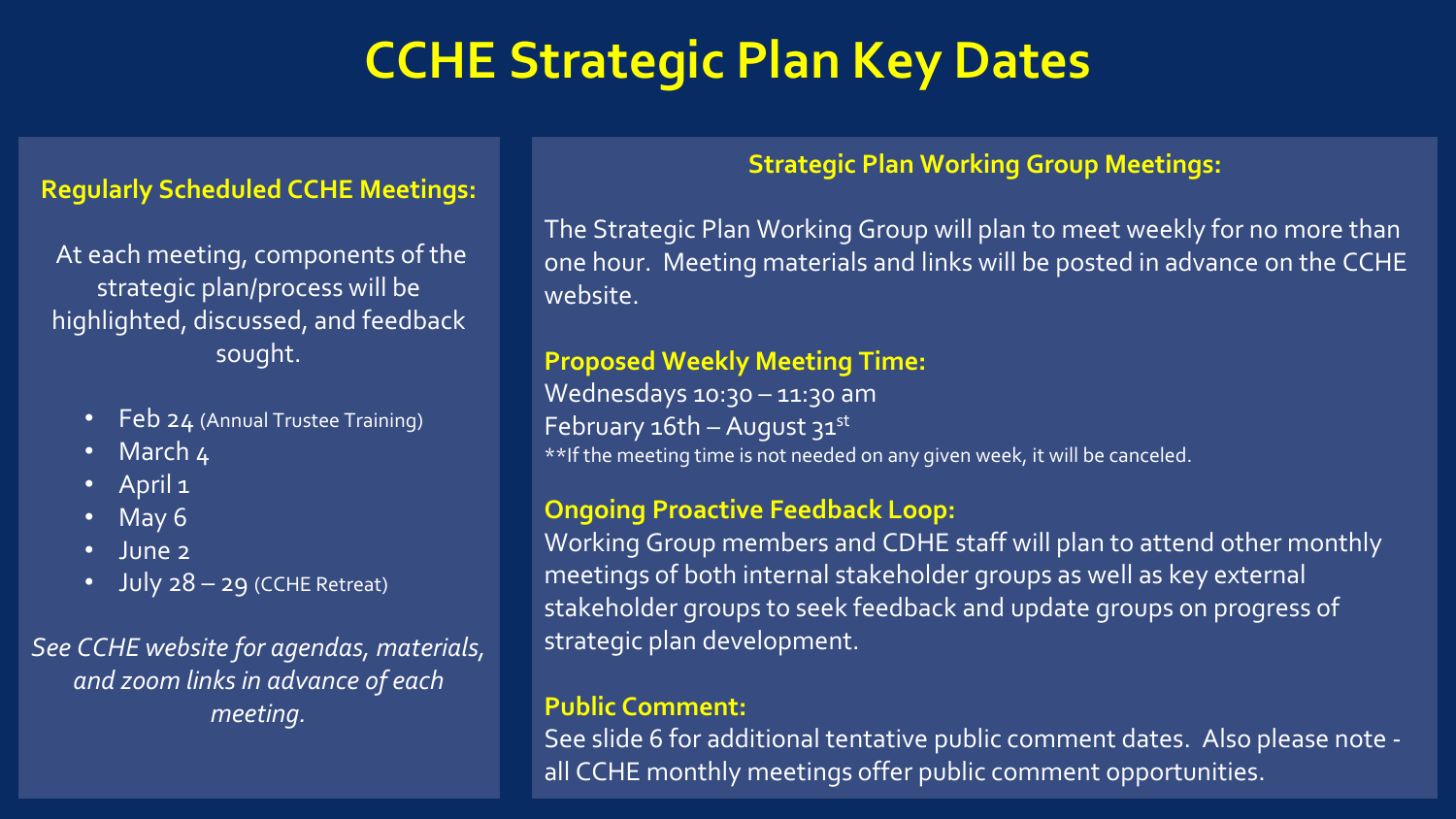# CCHE Strategic Plan Key Dates

## Regularly Scheduled CCHE Meetings:

At each meeting, components of the strategic plan/process will be highlighted, discussed, and feedback sought.

- Feb 24 (Annual Trustee Training)
- March 4
- April 1
- May 6
- June 2
- July 28 – 29 (CCHE Retreat)

*See CCHE website for agendas, materials, and zoom links in advance of each meeting.*

## Strategic Plan Working Group Meetings:

The Strategic Plan Working Group will plan to meet weekly for no more than one hour. Meeting materials and links will be posted in advance on the CCHE website.

**Proposed Weekly Meeting Time:**
Wednesdays 10:30 – 11:30 am
February 16th – August 31st
**If the meeting time is not needed on any given week, it will be canceled.

**Ongoing Proactive Feedback Loop:**
Working Group members and CDHE staff will plan to attend other monthly meetings of both internal stakeholder groups as well as key external stakeholder groups to seek feedback and update groups on progress of strategic plan development.

**Public Comment:**
See slide 6 for additional tentative public comment dates. Also please note - all CCHE monthly meetings offer public comment opportunities.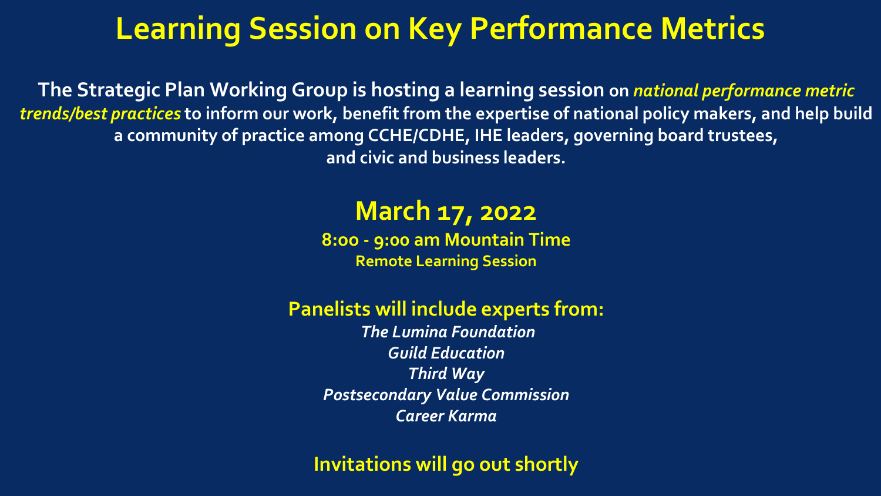# Learning Session on Key Performance Metrics

**The Strategic Plan Working Group is hosting a learning session** on ***national performance metric trends/best practices*** **to inform our work, benefit from the expertise of national policy makers, and help build a community of practice among CCHE/CDHE, IHE leaders, governing board trustees, and civic and business leaders.**

## March 17, 2022

**8:00 - 9:00 am Mountain Time**

**Remote Learning Session**

### Panelists will include experts from:

*The Lumina Foundation*
*Guild Education*
*Third Way*
*Postsecondary Value Commission*
*Career Karma*

**Invitations will go out shortly**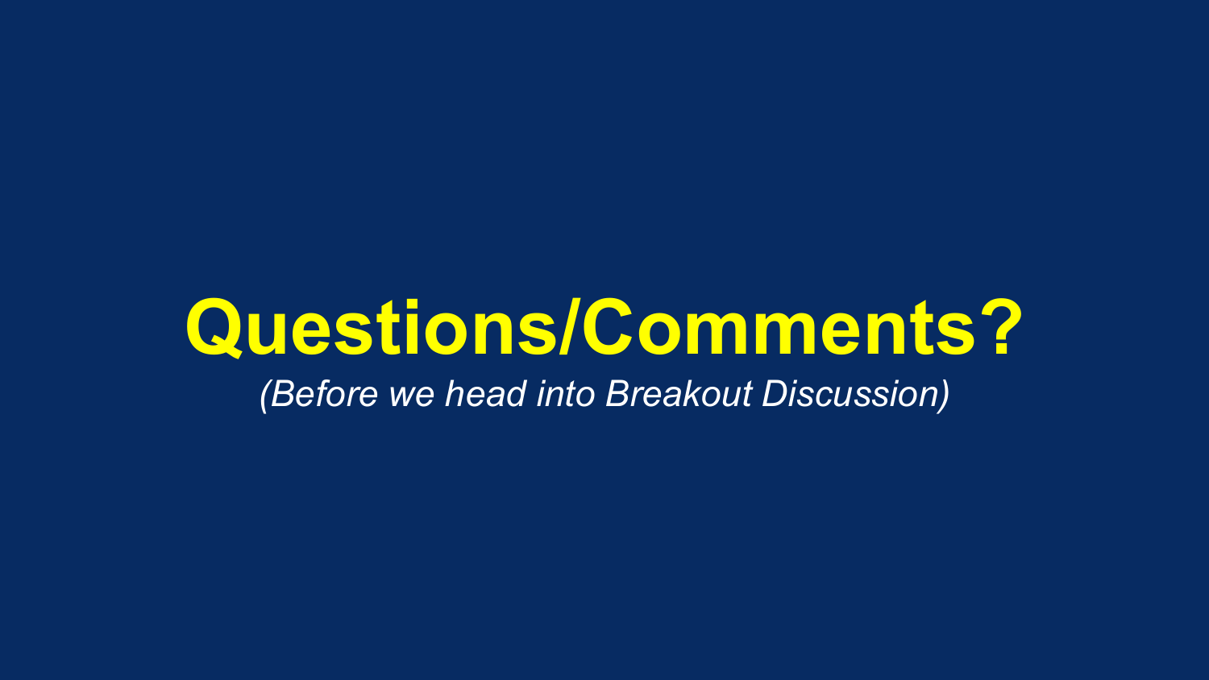# Questions/Comments?

*(Before we head into Breakout Discussion)*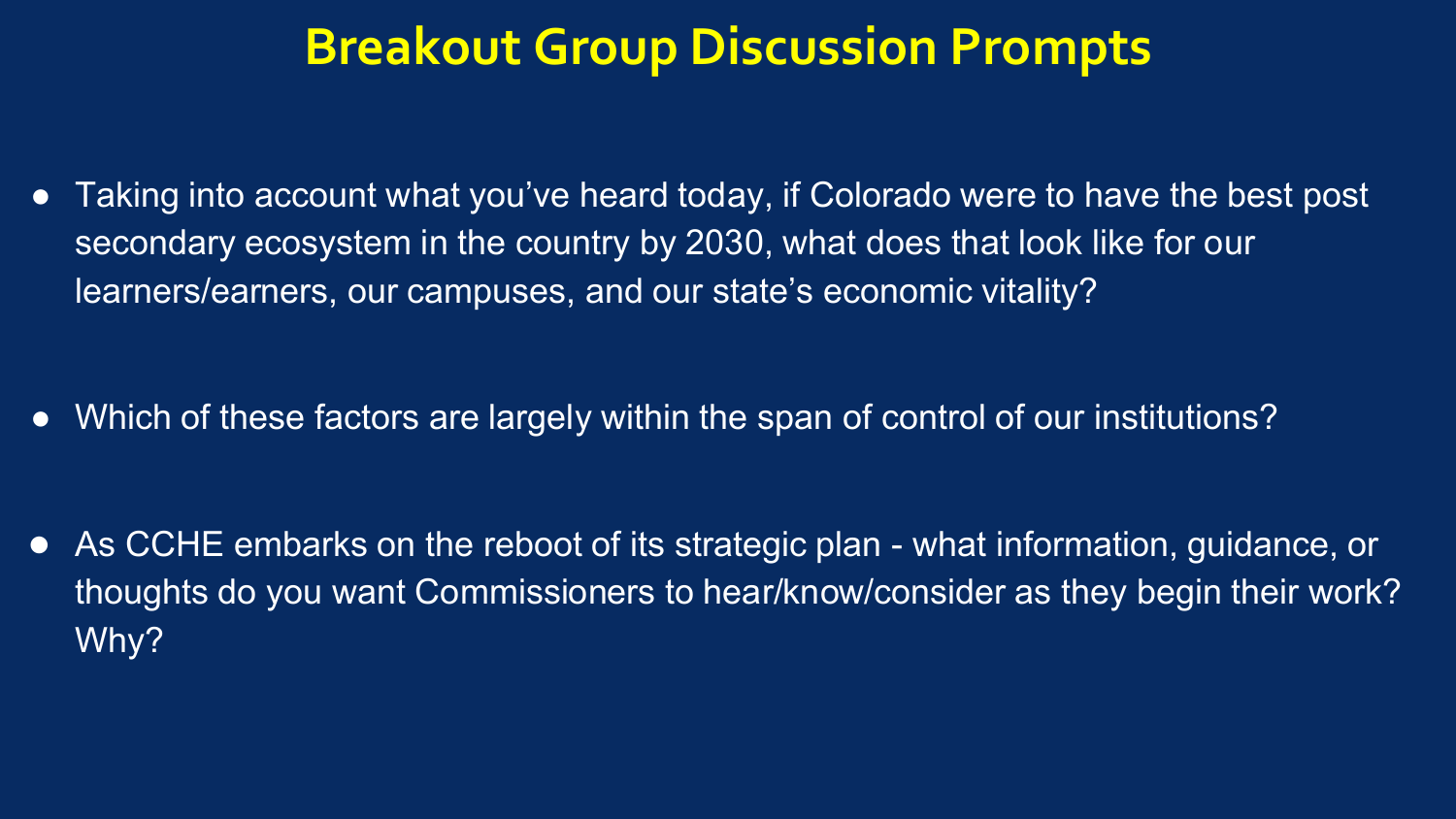# Breakout Group Discussion Prompts

- Taking into account what you've heard today, if Colorado were to have the best post secondary ecosystem in the country by 2030, what does that look like for our learners/earners, our campuses, and our state's economic vitality?

- Which of these factors are largely within the span of control of our institutions?

- As CCHE embarks on the reboot of its strategic plan - what information, guidance, or thoughts do you want Commissioners to hear/know/consider as they begin their work? Why?